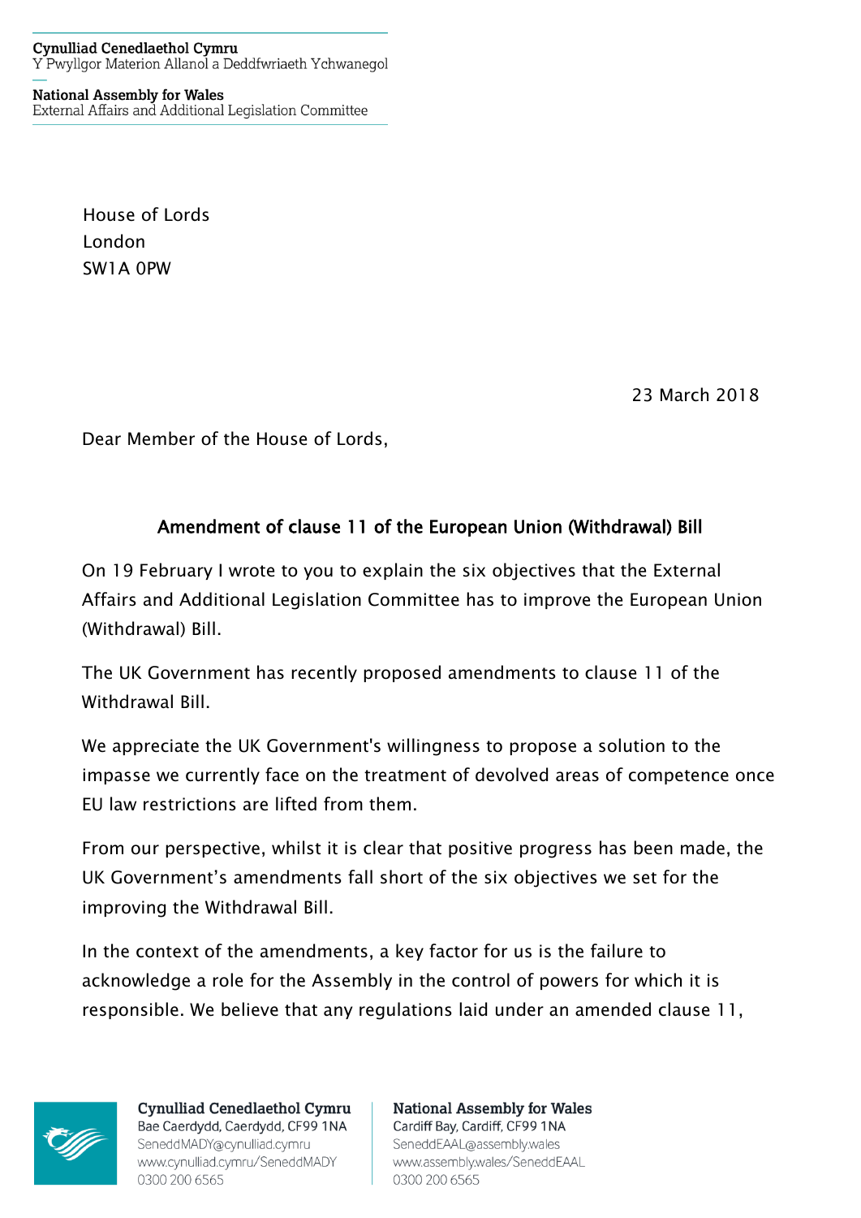**Cynulliad Cenedlaethol Cymru**
Y Pwyllgor Materion Allanol a Deddfwriaeth Ychwanegol

**National Assembly for Wales**
External Affairs and Additional Legislation Committee

House of Lords
London
SW1A 0PW

23 March 2018

Dear Member of the House of Lords,

**Amendment of clause 11 of the European Union (Withdrawal) Bill**

On 19 February I wrote to you to explain the six objectives that the External Affairs and Additional Legislation Committee has to improve the European Union (Withdrawal) Bill.

The UK Government has recently proposed amendments to clause 11 of the Withdrawal Bill.

We appreciate the UK Government's willingness to propose a solution to the impasse we currently face on the treatment of devolved areas of competence once EU law restrictions are lifted from them.

From our perspective, whilst it is clear that positive progress has been made, the UK Government's amendments fall short of the six objectives we set for the improving the Withdrawal Bill.

In the context of the amendments, a key factor for us is the failure to acknowledge a role for the Assembly in the control of powers for which it is responsible. We believe that any regulations laid under an amended clause 11,

**Cynulliad Cenedlaethol Cymru**
Bae Caerdydd, Caerdydd, CF99 1NA
SeneddMADY@cynulliad.cymru
www.cynulliad.cymru/SeneddMADY
0300 200 6565

**National Assembly for Wales**
Cardiff Bay, Cardiff, CF99 1NA
SeneddEAAL@assembly.wales
www.assembly.wales/SeneddEAAL
0300 200 6565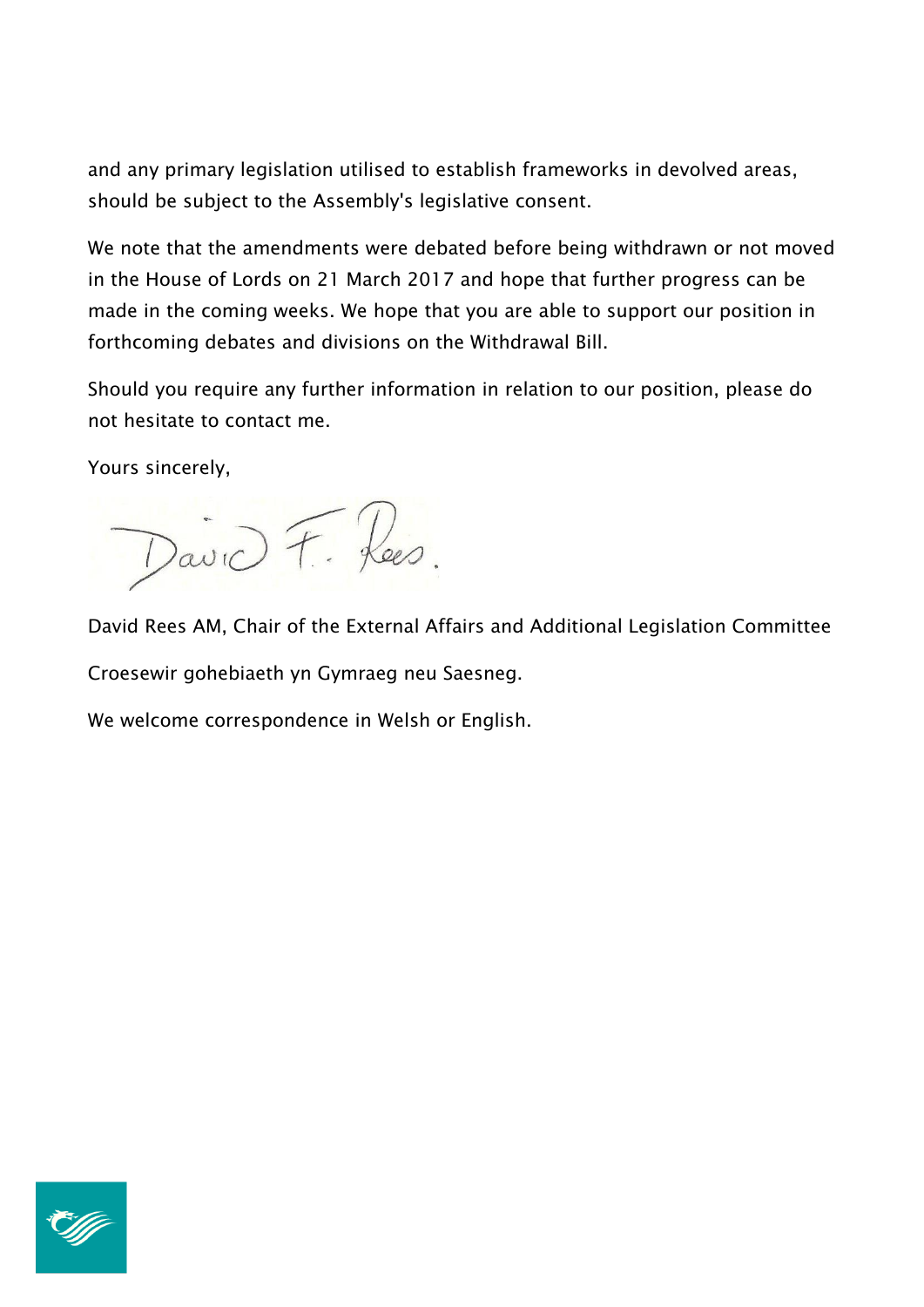and any primary legislation utilised to establish frameworks in devolved areas, should be subject to the Assembly's legislative consent.

We note that the amendments were debated before being withdrawn or not moved in the House of Lords on 21 March 2017 and hope that further progress can be made in the coming weeks. We hope that you are able to support our position in forthcoming debates and divisions on the Withdrawal Bill.

Should you require any further information in relation to our position, please do not hesitate to contact me.

Yours sincerely,

David Rees AM, Chair of the External Affairs and Additional Legislation Committee

Croesewir gohebiaeth yn Gymraeg neu Saesneg.

We welcome correspondence in Welsh or English.